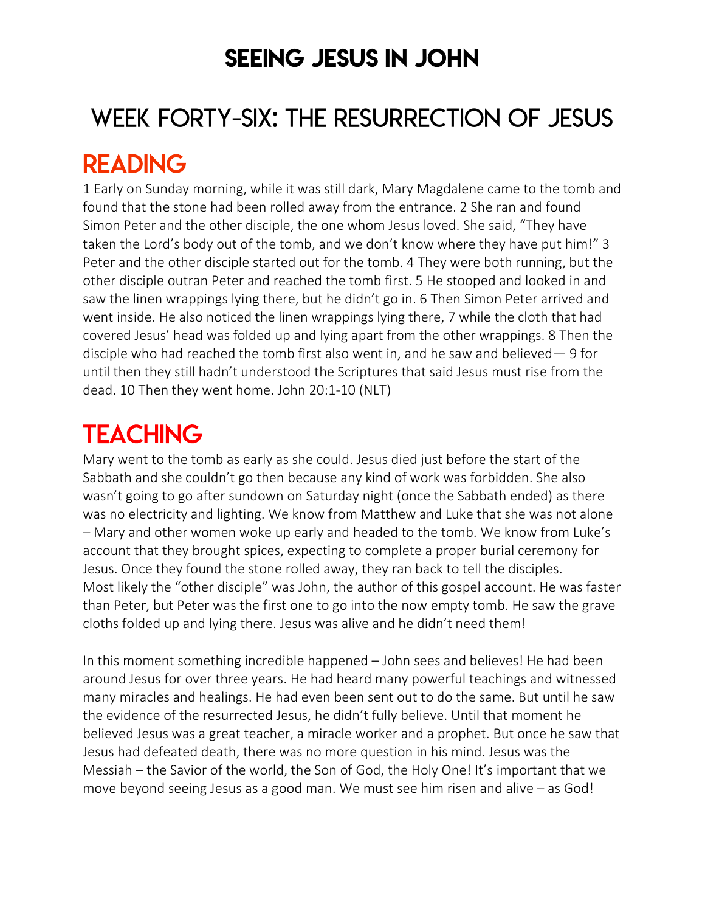# SEEING JESUS IN JOHN

## WEEK FORTY-SIX: THE RESURRECTION OF JESUS

## READING

1 Early on Sunday morning, while it was still dark, Mary Magdalene came to the tomb and found that the stone had been rolled away from the entrance. 2 She ran and found Simon Peter and the other disciple, the one whom Jesus loved. She said, "They have taken the Lord's body out of the tomb, and we don't know where they have put him!" 3 Peter and the other disciple started out for the tomb. 4 They were both running, but the other disciple outran Peter and reached the tomb first. 5 He stooped and looked in and saw the linen wrappings lying there, but he didn't go in. 6 Then Simon Peter arrived and went inside. He also noticed the linen wrappings lying there, 7 while the cloth that had covered Jesus' head was folded up and lying apart from the other wrappings. 8 Then the disciple who had reached the tomb first also went in, and he saw and believed— 9 for until then they still hadn't understood the Scriptures that said Jesus must rise from the dead. 10 Then they went home. John 20:1-10 (NLT)

## TEACHING

Mary went to the tomb as early as she could. Jesus died just before the start of the Sabbath and she couldn't go then because any kind of work was forbidden. She also wasn't going to go after sundown on Saturday night (once the Sabbath ended) as there was no electricity and lighting. We know from Matthew and Luke that she was not alone – Mary and other women woke up early and headed to the tomb. We know from Luke's account that they brought spices, expecting to complete a proper burial ceremony for Jesus. Once they found the stone rolled away, they ran back to tell the disciples.
Most likely the "other disciple" was John, the author of this gospel account. He was faster than Peter, but Peter was the first one to go into the now empty tomb. He saw the grave cloths folded up and lying there. Jesus was alive and he didn't need them!

In this moment something incredible happened – John sees and believes! He had been around Jesus for over three years. He had heard many powerful teachings and witnessed many miracles and healings. He had even been sent out to do the same. But until he saw the evidence of the resurrected Jesus, he didn't fully believe. Until that moment he believed Jesus was a great teacher, a miracle worker and a prophet. But once he saw that Jesus had defeated death, there was no more question in his mind. Jesus was the Messiah – the Savior of the world, the Son of God, the Holy One! It's important that we move beyond seeing Jesus as a good man. We must see him risen and alive – as God!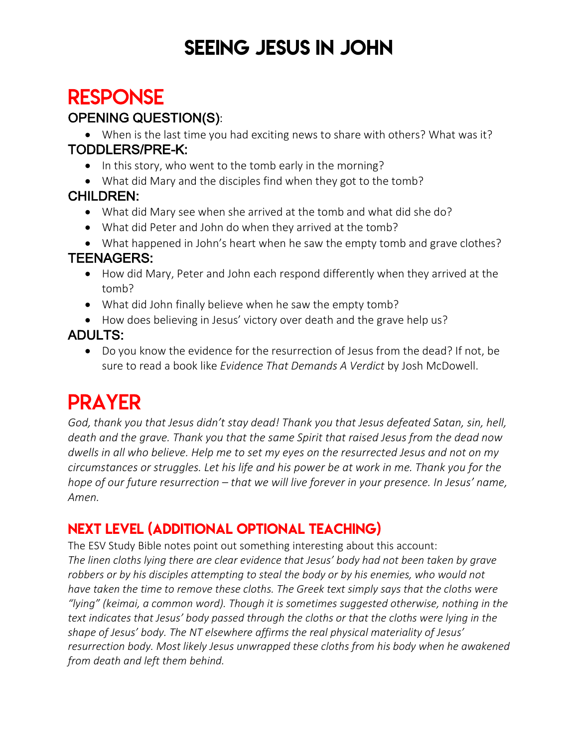# SEEING JESUS IN JOHN

## RESPONSE

### OPENING QUESTION(S):

- When is the last time you had exciting news to share with others? What was it?

### TODDLERS/PRE-K:

- In this story, who went to the tomb early in the morning?
- What did Mary and the disciples find when they got to the tomb?

### CHILDREN:

- What did Mary see when she arrived at the tomb and what did she do?
- What did Peter and John do when they arrived at the tomb?
- What happened in John's heart when he saw the empty tomb and grave clothes?

### TEENAGERS:

- How did Mary, Peter and John each respond differently when they arrived at the tomb?
- What did John finally believe when he saw the empty tomb?
- How does believing in Jesus' victory over death and the grave help us?

### ADULTS:

- Do you know the evidence for the resurrection of Jesus from the dead? If not, be sure to read a book like *Evidence That Demands A Verdict* by Josh McDowell.

## PRAYER

*God, thank you that Jesus didn't stay dead! Thank you that Jesus defeated Satan, sin, hell, death and the grave. Thank you that the same Spirit that raised Jesus from the dead now dwells in all who believe. Help me to set my eyes on the resurrected Jesus and not on my circumstances or struggles. Let his life and his power be at work in me. Thank you for the hope of our future resurrection – that we will live forever in your presence. In Jesus' name, Amen.*

### NEXT LEVEL (ADDITIONAL OPTIONAL TEACHING)

The ESV Study Bible notes point out something interesting about this account:
*The linen cloths lying there are clear evidence that Jesus' body had not been taken by grave robbers or by his disciples attempting to steal the body or by his enemies, who would not have taken the time to remove these cloths. The Greek text simply says that the cloths were "lying" (keimai, a common word). Though it is sometimes suggested otherwise, nothing in the text indicates that Jesus' body passed through the cloths or that the cloths were lying in the shape of Jesus' body. The NT elsewhere affirms the real physical materiality of Jesus' resurrection body. Most likely Jesus unwrapped these cloths from his body when he awakened from death and left them behind.*